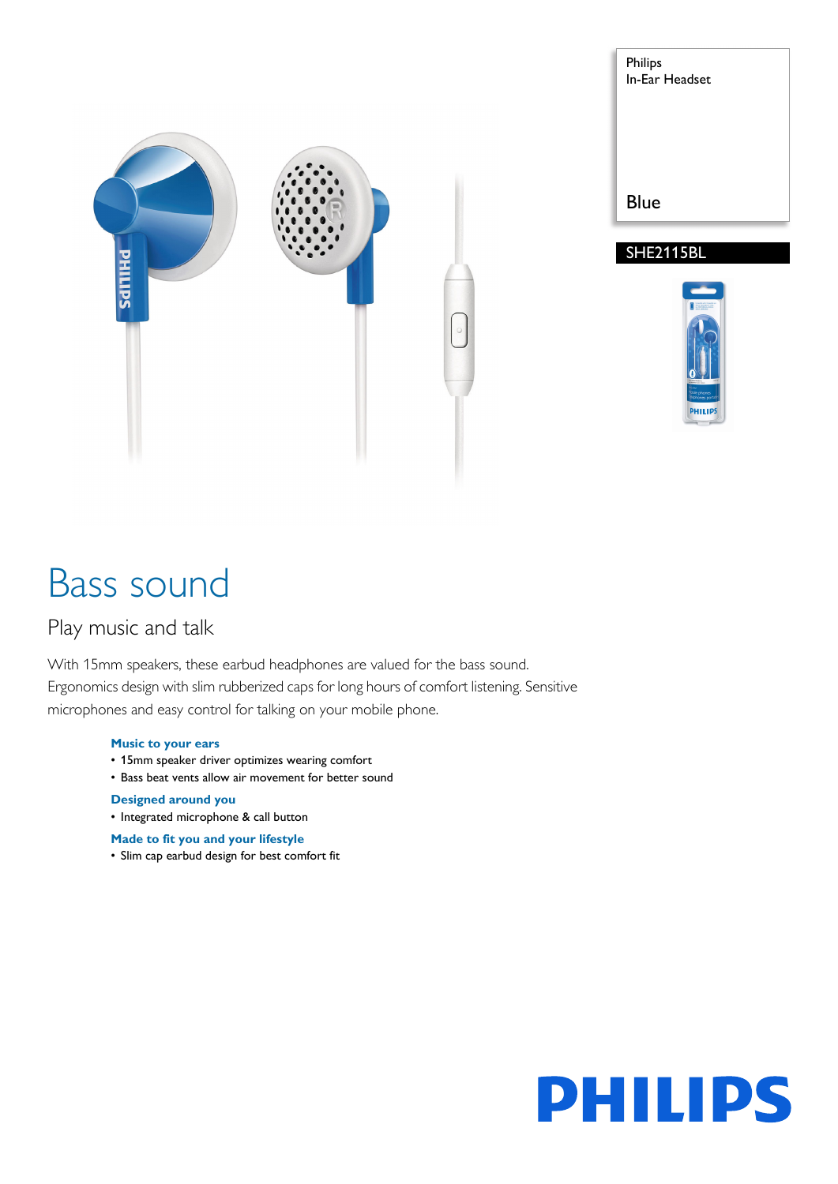Philips
In-Ear Headset

Blue

SHE2115BL

# Bass sound

## Play music and talk

With 15mm speakers, these earbud headphones are valued for the bass sound. Ergonomics design with slim rubberized caps for long hours of comfort listening. Sensitive microphones and easy control for talking on your mobile phone.

**Music to your ears**
- 15mm speaker driver optimizes wearing comfort
- Bass beat vents allow air movement for better sound

**Designed around you**
- Integrated microphone & call button

**Made to fit you and your lifestyle**
- Slim cap earbud design for best comfort fit

PHILIPS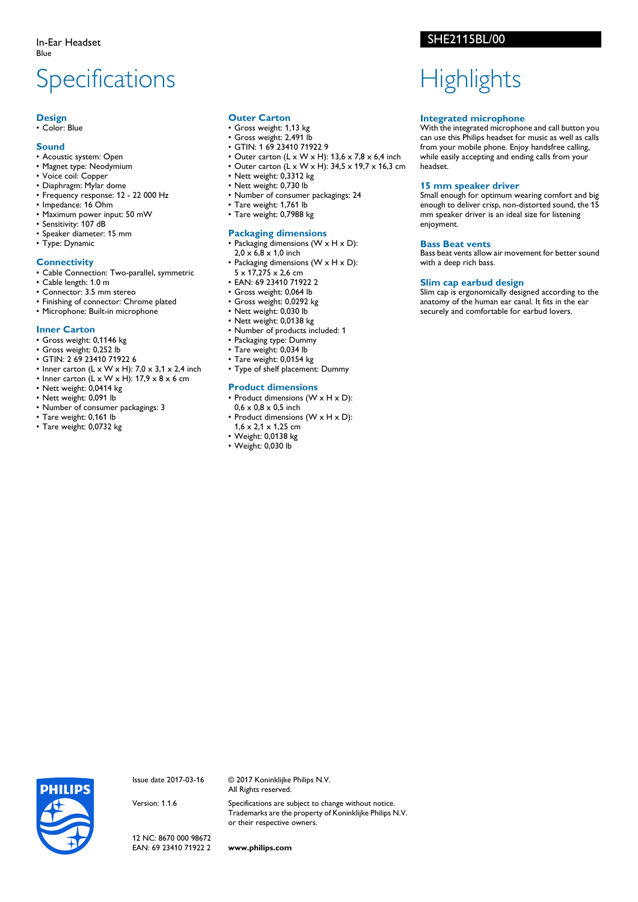In-Ear Headset
Blue

SHE2115BL/00

# Specifications

### Design

- Color: Blue

### Sound

- Acoustic system: Open
- Magnet type: Neodymium
- Voice coil: Copper
- Diaphragm: Mylar dome
- Frequency response: 12 - 22 000 Hz
- Impedance: 16 Ohm
- Maximum power input: 50 mW
- Sensitivity: 107 dB
- Speaker diameter: 15 mm
- Type: Dynamic

### Connectivity

- Cable Connection: Two-parallel, symmetric
- Cable length: 1.0 m
- Connector: 3.5 mm stereo
- Finishing of connector: Chrome plated
- Microphone: Built-in microphone

### Inner Carton

- Gross weight: 0,1146 kg
- Gross weight: 0,252 lb
- GTIN: 2 69 23410 71922 6
- Inner carton (L x W x H): 7,0 x 3,1 x 2,4 inch
- Inner carton (L x W x H): 17,9 x 8 x 6 cm
- Nett weight: 0,0414 kg
- Nett weight: 0,091 lb
- Number of consumer packagings: 3
- Tare weight: 0,161 lb
- Tare weight: 0,0732 kg

### Outer Carton

- Gross weight: 1,13 kg
- Gross weight: 2,491 lb
- GTIN: 1 69 23410 71922 9
- Outer carton (L x W x H): 13,6 x 7,8 x 6,4 inch
- Outer carton (L x W x H): 34,5 x 19,7 x 16,3 cm
- Nett weight: 0,3312 kg
- Nett weight: 0,730 lb
- Number of consumer packagings: 24
- Tare weight: 1,761 lb
- Tare weight: 0,7988 kg

### Packaging dimensions

- Packaging dimensions (W x H x D): 2,0 x 6,8 x 1,0 inch
- Packaging dimensions (W x H x D): 5 x 17,275 x 2,6 cm
- EAN: 69 23410 71922 2
- Gross weight: 0,064 lb
- Gross weight: 0,0292 kg
- Nett weight: 0,030 lb
- Nett weight: 0,0138 kg
- Number of products included: 1
- Packaging type: Dummy
- Tare weight: 0,034 lb
- Tare weight: 0,0154 kg
- Type of shelf placement: Dummy

### Product dimensions

- Product dimensions (W x H x D): 0,6 x 0,8 x 0,5 inch
- Product dimensions (W x H x D): 1,6 x 2,1 x 1,25 cm
- Weight: 0,0138 kg
- Weight: 0,030 lb

# Highlights

### Integrated microphone

With the integrated microphone and call button you can use this Philips headset for music as well as calls from your mobile phone. Enjoy handsfree calling, while easily accepting and ending calls from your headset.

### 15 mm speaker driver

Small enough for optimum wearing comfort and big enough to deliver crisp, non-distorted sound, the 15 mm speaker driver is an ideal size for listening enjoyment.

### Bass Beat vents

Bass beat vents allow air movement for better sound with a deep rich bass.

### Slim cap earbud design

Slim cap is ergonomically designed according to the anatomy of the human ear canal. It fits in the ear securely and comfortable for earbud lovers.

PHILIPS

Issue date 2017-03-16

Version: 1.1.6

12 NC: 8670 000 98672
EAN: 69 23410 71922 2

© 2017 Koninklijke Philips N.V.
All Rights reserved.

Specifications are subject to change without notice. Trademarks are the property of Koninklijke Philips N.V. or their respective owners.

**www.philips.com**